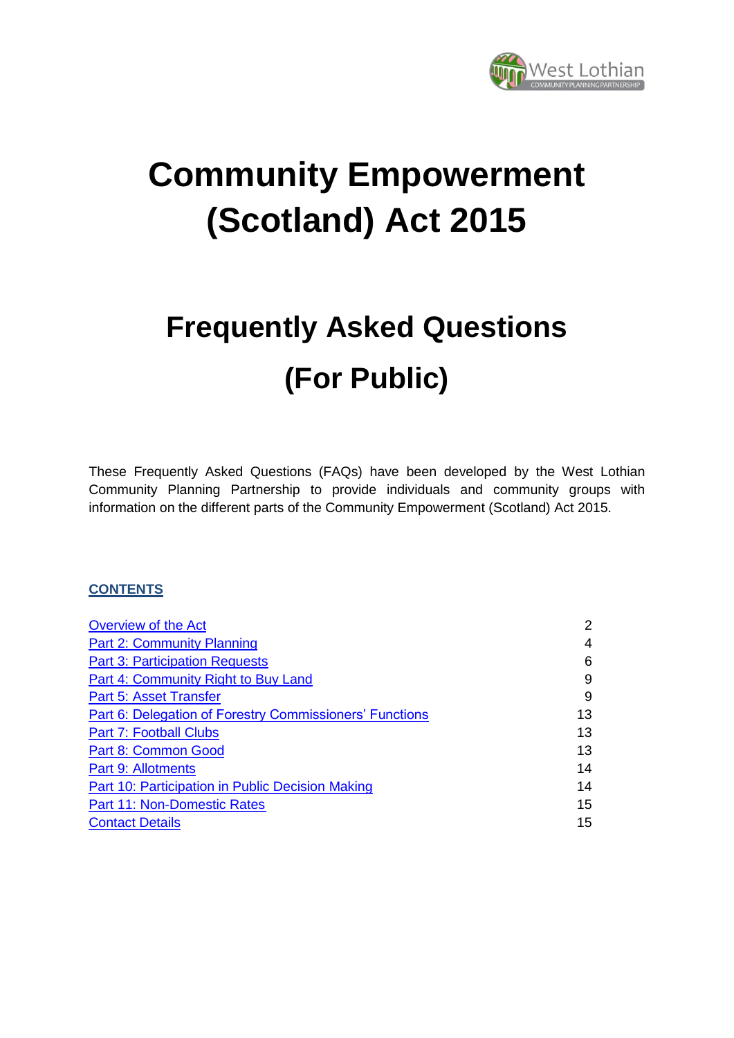West Lothian COMMUNITY PLANNING PARTNERSHIP

# Community Empowerment (Scotland) Act 2015

# Frequently Asked Questions (For Public)

These Frequently Asked Questions (FAQs) have been developed by the West Lothian Community Planning Partnership to provide individuals and community groups with information on the different parts of the Community Empowerment (Scotland) Act 2015.

**CONTENTS**

| | |
|---|---|
| Overview of the Act | 2 |
| Part 2: Community Planning | 4 |
| Part 3: Participation Requests | 6 |
| Part 4: Community Right to Buy Land | 9 |
| Part 5: Asset Transfer | 9 |
| Part 6: Delegation of Forestry Commissioners' Functions | 13 |
| Part 7: Football Clubs | 13 |
| Part 8: Common Good | 13 |
| Part 9: Allotments | 14 |
| Part 10: Participation in Public Decision Making | 14 |
| Part 11: Non-Domestic Rates | 15 |
| Contact Details | 15 |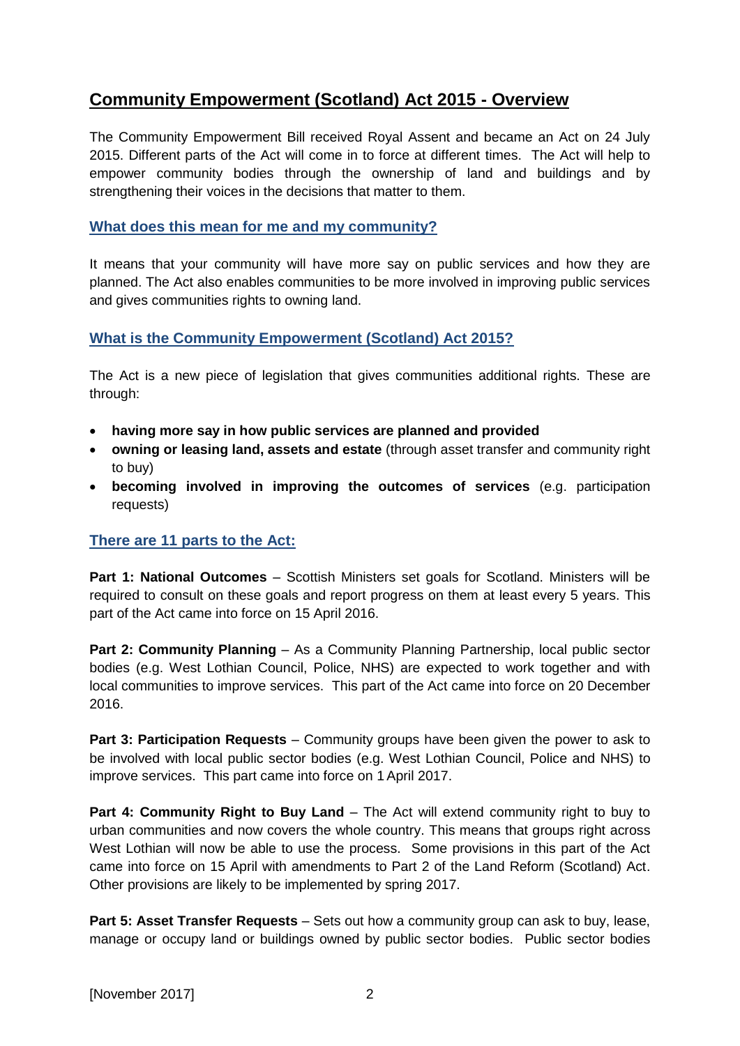## Community Empowerment (Scotland) Act 2015 - Overview

The Community Empowerment Bill received Royal Assent and became an Act on 24 July 2015. Different parts of the Act will come in to force at different times. The Act will help to empower community bodies through the ownership of land and buildings and by strengthening their voices in the decisions that matter to them.

### What does this mean for me and my community?

It means that your community will have more say on public services and how they are planned. The Act also enables communities to be more involved in improving public services and gives communities rights to owning land.

### What is the Community Empowerment (Scotland) Act 2015?

The Act is a new piece of legislation that gives communities additional rights. These are through:

- **having more say in how public services are planned and provided**
- **owning or leasing land, assets and estate** (through asset transfer and community right to buy)
- **becoming involved in improving the outcomes of services** (e.g. participation requests)

### There are 11 parts to the Act:

**Part 1: National Outcomes** – Scottish Ministers set goals for Scotland. Ministers will be required to consult on these goals and report progress on them at least every 5 years. This part of the Act came into force on 15 April 2016.

**Part 2: Community Planning** – As a Community Planning Partnership, local public sector bodies (e.g. West Lothian Council, Police, NHS) are expected to work together and with local communities to improve services. This part of the Act came into force on 20 December 2016.

**Part 3: Participation Requests** – Community groups have been given the power to ask to be involved with local public sector bodies (e.g. West Lothian Council, Police and NHS) to improve services. This part came into force on 1 April 2017.

**Part 4: Community Right to Buy Land** – The Act will extend community right to buy to urban communities and now covers the whole country. This means that groups right across West Lothian will now be able to use the process. Some provisions in this part of the Act came into force on 15 April with amendments to Part 2 of the Land Reform (Scotland) Act. Other provisions are likely to be implemented by spring 2017.

**Part 5: Asset Transfer Requests** – Sets out how a community group can ask to buy, lease, manage or occupy land or buildings owned by public sector bodies. Public sector bodies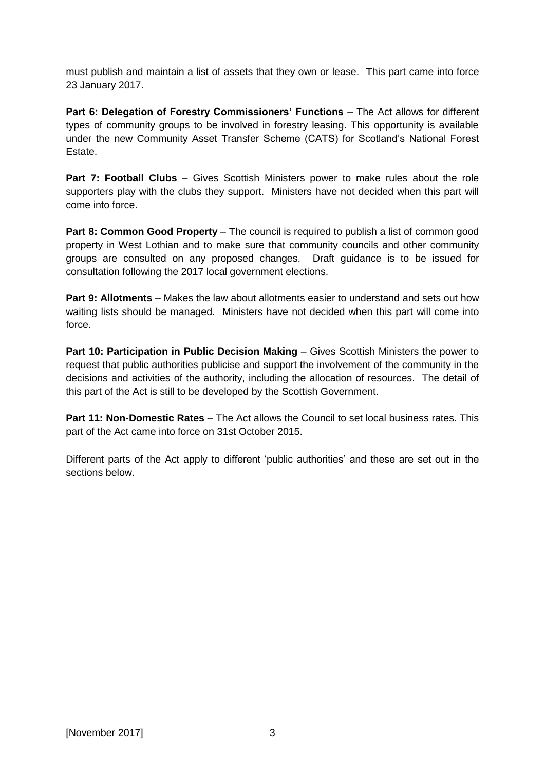must publish and maintain a list of assets that they own or lease. This part came into force 23 January 2017.

**Part 6: Delegation of Forestry Commissioners' Functions** – The Act allows for different types of community groups to be involved in forestry leasing. This opportunity is available under the new Community Asset Transfer Scheme (CATS) for Scotland's National Forest Estate.

**Part 7: Football Clubs** – Gives Scottish Ministers power to make rules about the role supporters play with the clubs they support. Ministers have not decided when this part will come into force.

**Part 8: Common Good Property** – The council is required to publish a list of common good property in West Lothian and to make sure that community councils and other community groups are consulted on any proposed changes. Draft guidance is to be issued for consultation following the 2017 local government elections.

**Part 9: Allotments** – Makes the law about allotments easier to understand and sets out how waiting lists should be managed. Ministers have not decided when this part will come into force.

**Part 10: Participation in Public Decision Making** – Gives Scottish Ministers the power to request that public authorities publicise and support the involvement of the community in the decisions and activities of the authority, including the allocation of resources. The detail of this part of the Act is still to be developed by the Scottish Government.

**Part 11: Non-Domestic Rates** – The Act allows the Council to set local business rates. This part of the Act came into force on 31st October 2015.

Different parts of the Act apply to different 'public authorities' and these are set out in the sections below.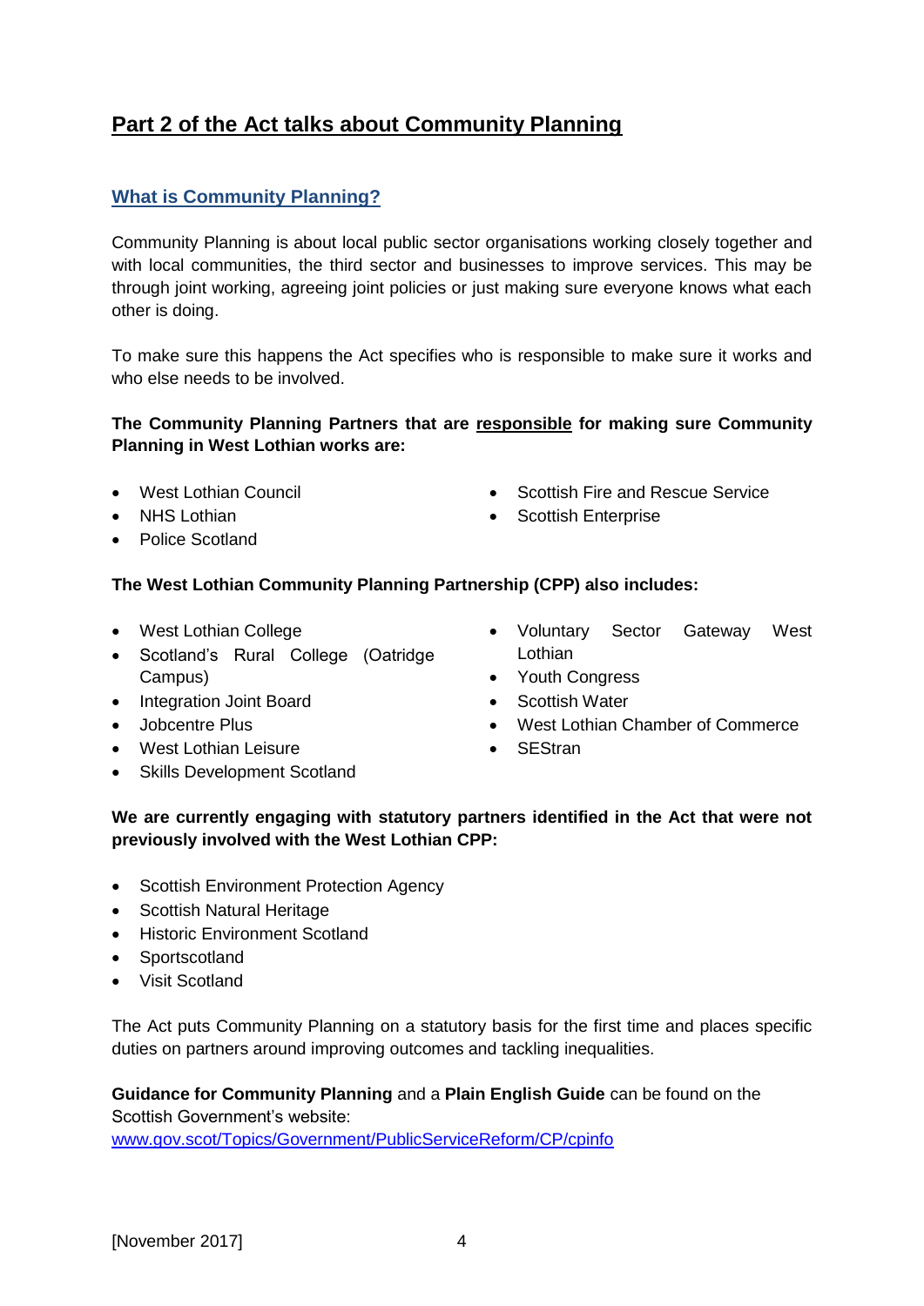## Part 2 of the Act talks about Community Planning

### What is Community Planning?

Community Planning is about local public sector organisations working closely together and with local communities, the third sector and businesses to improve services. This may be through joint working, agreeing joint policies or just making sure everyone knows what each other is doing.

To make sure this happens the Act specifies who is responsible to make sure it works and who else needs to be involved.

**The Community Planning Partners that are responsible for making sure Community Planning in West Lothian works are:**

- West Lothian Council
- NHS Lothian
- Police Scotland
- Scottish Fire and Rescue Service
- Scottish Enterprise

**The West Lothian Community Planning Partnership (CPP) also includes:**

- West Lothian College
- Scotland's Rural College (Oatridge Campus)
- Integration Joint Board
- Jobcentre Plus
- West Lothian Leisure
- Skills Development Scotland
- Voluntary Sector Gateway West Lothian
- Youth Congress
- Scottish Water
- West Lothian Chamber of Commerce
- SEStran

**We are currently engaging with statutory partners identified in the Act that were not previously involved with the West Lothian CPP:**

- Scottish Environment Protection Agency
- Scottish Natural Heritage
- Historic Environment Scotland
- Sportscotland
- Visit Scotland

The Act puts Community Planning on a statutory basis for the first time and places specific duties on partners around improving outcomes and tackling inequalities.

**Guidance for Community Planning** and a **Plain English Guide** can be found on the Scottish Government's website:
www.gov.scot/Topics/Government/PublicServiceReform/CP/cpinfo

[November 2017]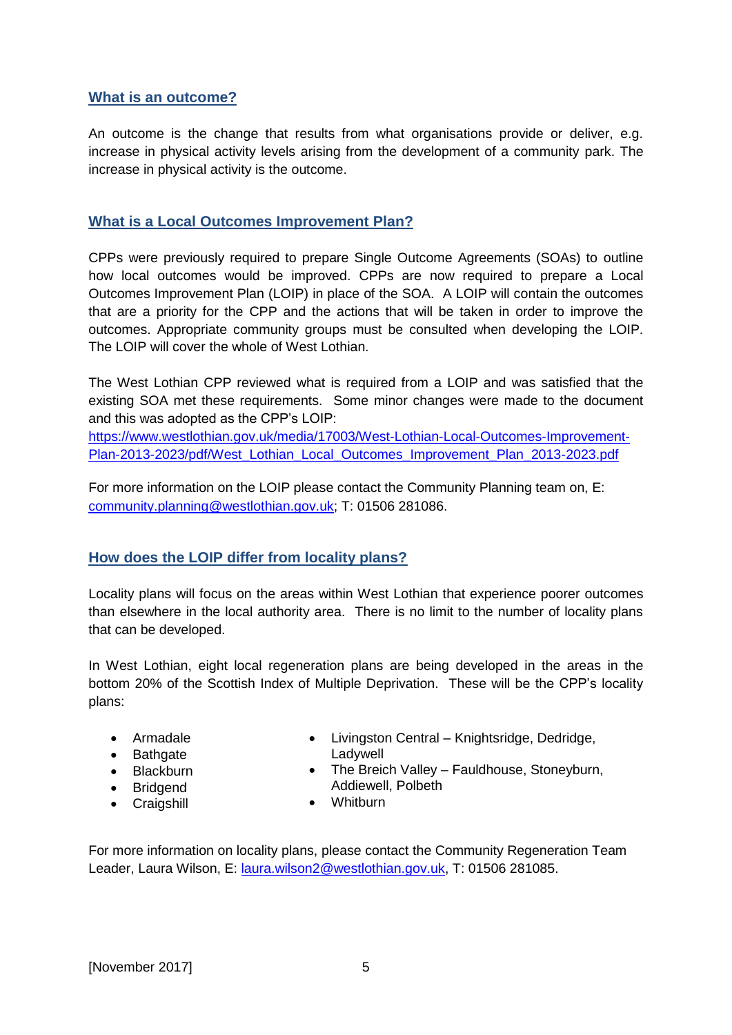## What is an outcome?

An outcome is the change that results from what organisations provide or deliver, e.g. increase in physical activity levels arising from the development of a community park. The increase in physical activity is the outcome.

## What is a Local Outcomes Improvement Plan?

CPPs were previously required to prepare Single Outcome Agreements (SOAs) to outline how local outcomes would be improved. CPPs are now required to prepare a Local Outcomes Improvement Plan (LOIP) in place of the SOA. A LOIP will contain the outcomes that are a priority for the CPP and the actions that will be taken in order to improve the outcomes. Appropriate community groups must be consulted when developing the LOIP. The LOIP will cover the whole of West Lothian.

The West Lothian CPP reviewed what is required from a LOIP and was satisfied that the existing SOA met these requirements. Some minor changes were made to the document and this was adopted as the CPP's LOIP: https://www.westlothian.gov.uk/media/17003/West-Lothian-Local-Outcomes-Improvement-Plan-2013-2023/pdf/West_Lothian_Local_Outcomes_Improvement_Plan_2013-2023.pdf

For more information on the LOIP please contact the Community Planning team on, E: community.planning@westlothian.gov.uk; T: 01506 281086.

## How does the LOIP differ from locality plans?

Locality plans will focus on the areas within West Lothian that experience poorer outcomes than elsewhere in the local authority area. There is no limit to the number of locality plans that can be developed.

In West Lothian, eight local regeneration plans are being developed in the areas in the bottom 20% of the Scottish Index of Multiple Deprivation. These will be the CPP's locality plans:

- Armadale
- Bathgate
- Blackburn
- Bridgend
- Craigshill
- Livingston Central – Knightsridge, Dedridge, Ladywell
- The Breich Valley – Fauldhouse, Stoneyburn, Addiewell, Polbeth
- Whitburn

For more information on locality plans, please contact the Community Regeneration Team Leader, Laura Wilson, E: laura.wilson2@westlothian.gov.uk, T: 01506 281085.

[November 2017]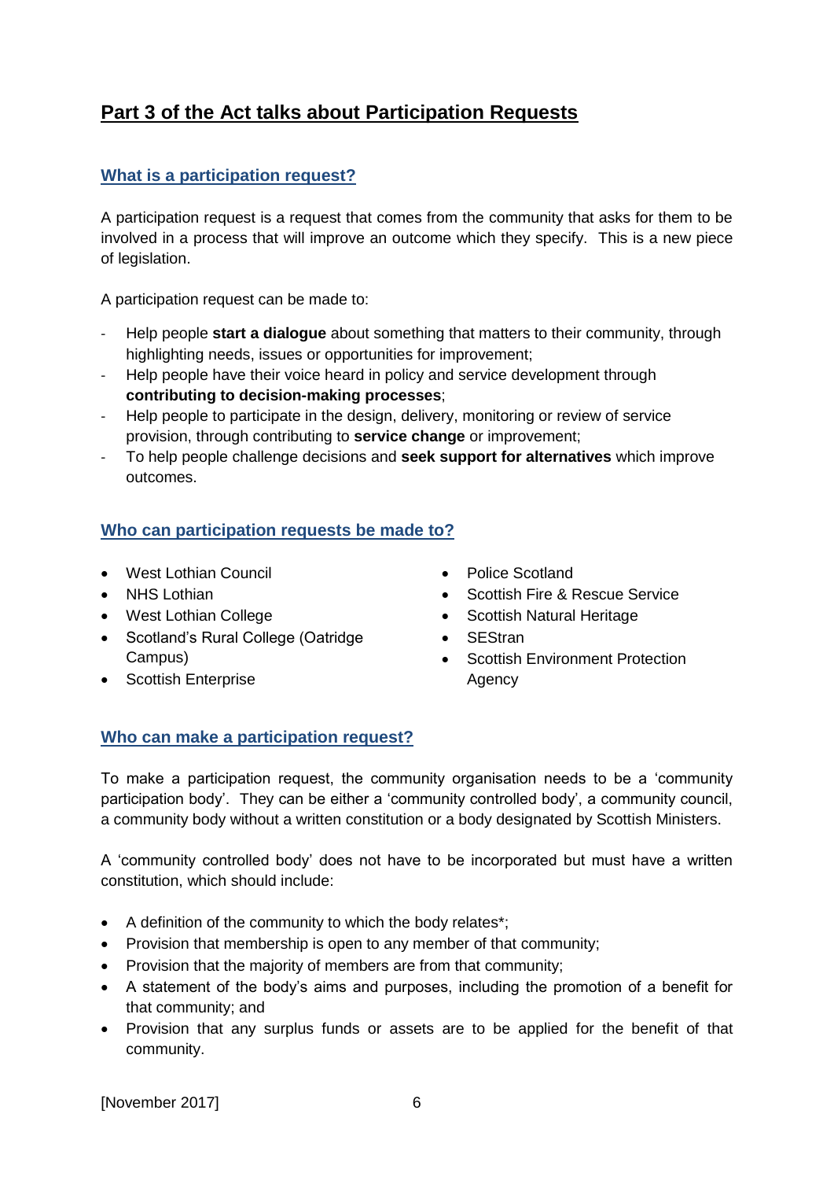## Part 3 of the Act talks about Participation Requests

### What is a participation request?

A participation request is a request that comes from the community that asks for them to be involved in a process that will improve an outcome which they specify. This is a new piece of legislation.

A participation request can be made to:

- Help people **start a dialogue** about something that matters to their community, through highlighting needs, issues or opportunities for improvement;
- Help people have their voice heard in policy and service development through **contributing to decision-making processes**;
- Help people to participate in the design, delivery, monitoring or review of service provision, through contributing to **service change** or improvement;
- To help people challenge decisions and **seek support for alternatives** which improve outcomes.

### Who can participation requests be made to?

- West Lothian Council
- NHS Lothian
- West Lothian College
- Scotland's Rural College (Oatridge Campus)
- Scottish Enterprise
- Police Scotland
- Scottish Fire & Rescue Service
- Scottish Natural Heritage
- SEStran
- Scottish Environment Protection Agency

### Who can make a participation request?

To make a participation request, the community organisation needs to be a 'community participation body'. They can be either a 'community controlled body', a community council, a community body without a written constitution or a body designated by Scottish Ministers.

A 'community controlled body' does not have to be incorporated but must have a written constitution, which should include:

- A definition of the community to which the body relates*;
- Provision that membership is open to any member of that community;
- Provision that the majority of members are from that community;
- A statement of the body's aims and purposes, including the promotion of a benefit for that community; and
- Provision that any surplus funds or assets are to be applied for the benefit of that community.

[November 2017]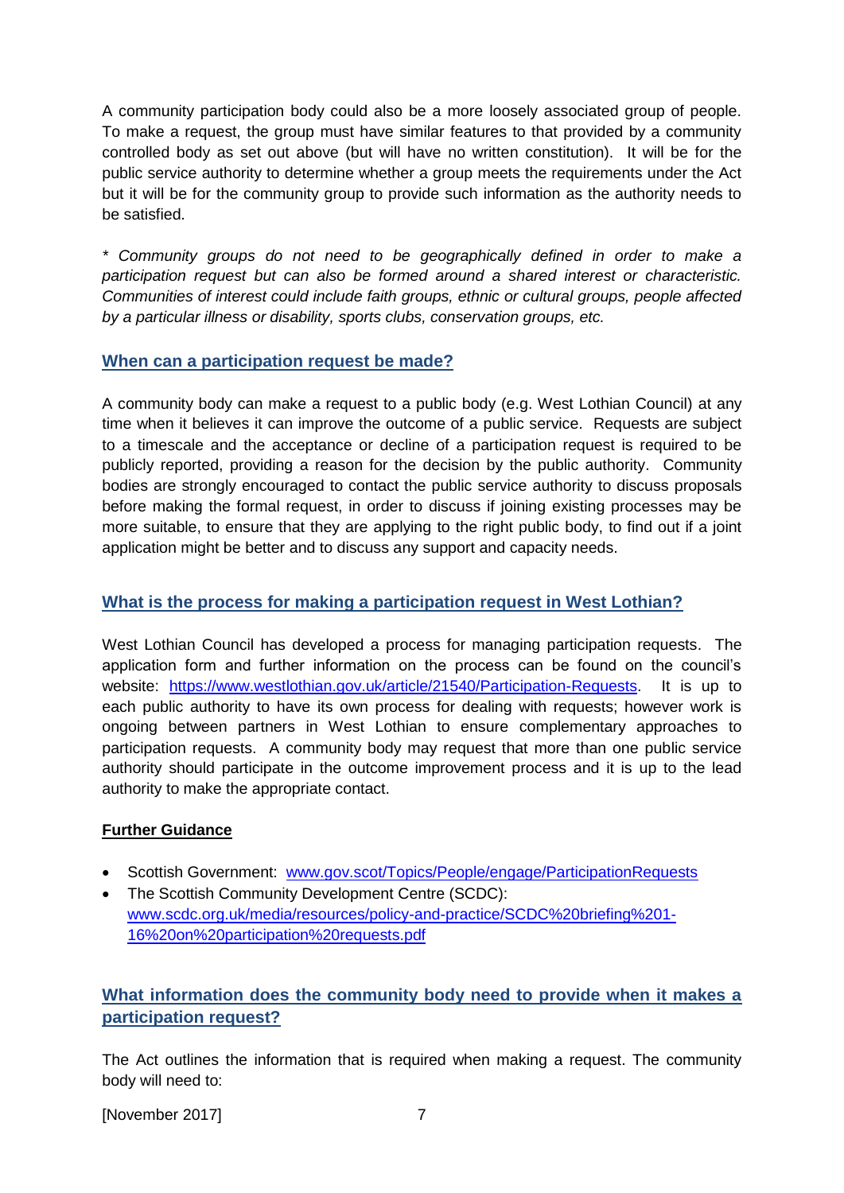A community participation body could also be a more loosely associated group of people. To make a request, the group must have similar features to that provided by a community controlled body as set out above (but will have no written constitution). It will be for the public service authority to determine whether a group meets the requirements under the Act but it will be for the community group to provide such information as the authority needs to be satisfied.

*\* Community groups do not need to be geographically defined in order to make a participation request but can also be formed around a shared interest or characteristic. Communities of interest could include faith groups, ethnic or cultural groups, people affected by a particular illness or disability, sports clubs, conservation groups, etc.*

## When can a participation request be made?

A community body can make a request to a public body (e.g. West Lothian Council) at any time when it believes it can improve the outcome of a public service. Requests are subject to a timescale and the acceptance or decline of a participation request is required to be publicly reported, providing a reason for the decision by the public authority. Community bodies are strongly encouraged to contact the public service authority to discuss proposals before making the formal request, in order to discuss if joining existing processes may be more suitable, to ensure that they are applying to the right public body, to find out if a joint application might be better and to discuss any support and capacity needs.

## What is the process for making a participation request in West Lothian?

West Lothian Council has developed a process for managing participation requests. The application form and further information on the process can be found on the council's website: https://www.westlothian.gov.uk/article/21540/Participation-Requests. It is up to each public authority to have its own process for dealing with requests; however work is ongoing between partners in West Lothian to ensure complementary approaches to participation requests. A community body may request that more than one public service authority should participate in the outcome improvement process and it is up to the lead authority to make the appropriate contact.

### Further Guidance

- Scottish Government: www.gov.scot/Topics/People/engage/ParticipationRequests
- The Scottish Community Development Centre (SCDC): www.scdc.org.uk/media/resources/policy-and-practice/SCDC%20briefing%201-16%20on%20participation%20requests.pdf

## What information does the community body need to provide when it makes a participation request?

The Act outlines the information that is required when making a request. The community body will need to: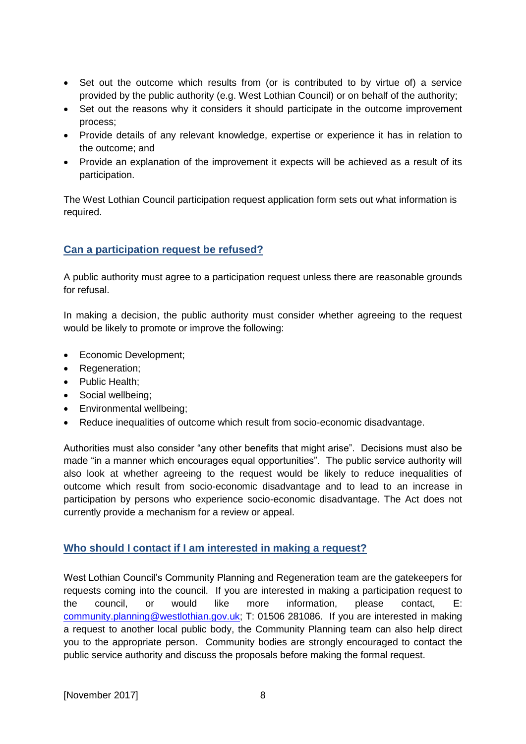- Set out the outcome which results from (or is contributed to by virtue of) a service provided by the public authority (e.g. West Lothian Council) or on behalf of the authority;
- Set out the reasons why it considers it should participate in the outcome improvement process;
- Provide details of any relevant knowledge, expertise or experience it has in relation to the outcome; and
- Provide an explanation of the improvement it expects will be achieved as a result of its participation.

The West Lothian Council participation request application form sets out what information is required.

## Can a participation request be refused?

A public authority must agree to a participation request unless there are reasonable grounds for refusal.

In making a decision, the public authority must consider whether agreeing to the request would be likely to promote or improve the following:

- Economic Development;
- Regeneration;
- Public Health;
- Social wellbeing;
- Environmental wellbeing;
- Reduce inequalities of outcome which result from socio-economic disadvantage.

Authorities must also consider "any other benefits that might arise". Decisions must also be made "in a manner which encourages equal opportunities". The public service authority will also look at whether agreeing to the request would be likely to reduce inequalities of outcome which result from socio-economic disadvantage and to lead to an increase in participation by persons who experience socio-economic disadvantage. The Act does not currently provide a mechanism for a review or appeal.

## Who should I contact if I am interested in making a request?

West Lothian Council's Community Planning and Regeneration team are the gatekeepers for requests coming into the council. If you are interested in making a participation request to the council, or would like more information, please contact, E: community.planning@westlothian.gov.uk; T: 01506 281086. If you are interested in making a request to another local public body, the Community Planning team can also help direct you to the appropriate person. Community bodies are strongly encouraged to contact the public service authority and discuss the proposals before making the formal request.

[November 2017]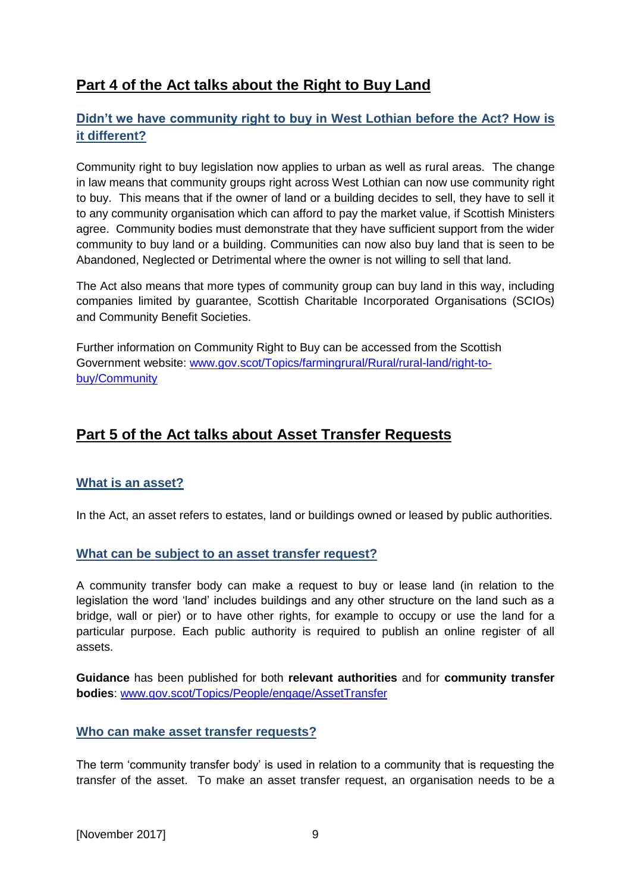## Part 4 of the Act talks about the Right to Buy Land

### Didn't we have community right to buy in West Lothian before the Act? How is it different?

Community right to buy legislation now applies to urban as well as rural areas. The change in law means that community groups right across West Lothian can now use community right to buy. This means that if the owner of land or a building decides to sell, they have to sell it to any community organisation which can afford to pay the market value, if Scottish Ministers agree. Community bodies must demonstrate that they have sufficient support from the wider community to buy land or a building. Communities can now also buy land that is seen to be Abandoned, Neglected or Detrimental where the owner is not willing to sell that land.

The Act also means that more types of community group can buy land in this way, including companies limited by guarantee, Scottish Charitable Incorporated Organisations (SCIOs) and Community Benefit Societies.

Further information on Community Right to Buy can be accessed from the Scottish Government website: www.gov.scot/Topics/farmingrural/Rural/rural-land/right-to-buy/Community

## Part 5 of the Act talks about Asset Transfer Requests

### What is an asset?

In the Act, an asset refers to estates, land or buildings owned or leased by public authorities.

### What can be subject to an asset transfer request?

A community transfer body can make a request to buy or lease land (in relation to the legislation the word 'land' includes buildings and any other structure on the land such as a bridge, wall or pier) or to have other rights, for example to occupy or use the land for a particular purpose. Each public authority is required to publish an online register of all assets.

**Guidance** has been published for both **relevant authorities** and for **community transfer bodies**: www.gov.scot/Topics/People/engage/AssetTransfer

### Who can make asset transfer requests?

The term 'community transfer body' is used in relation to a community that is requesting the transfer of the asset. To make an asset transfer request, an organisation needs to be a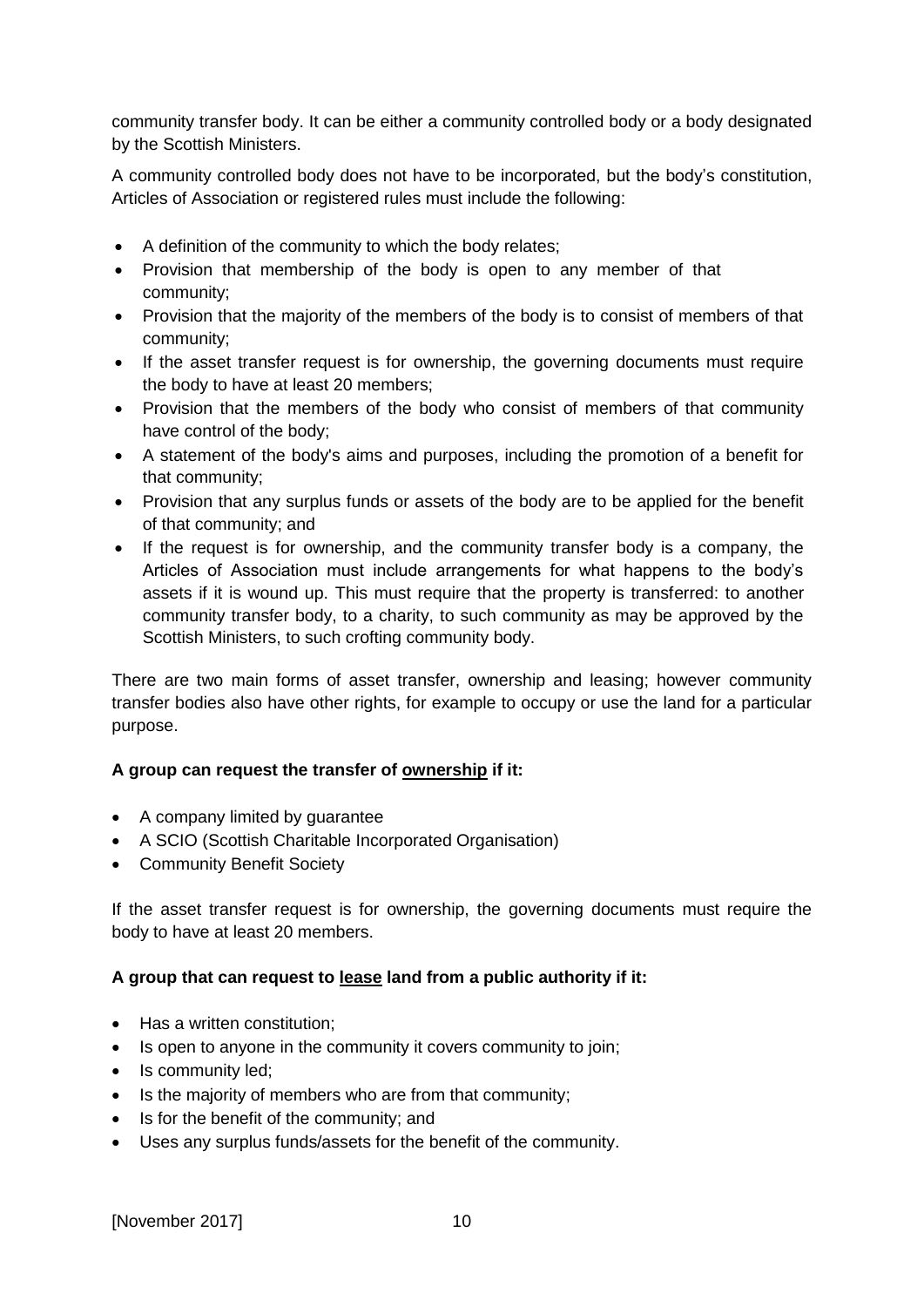community transfer body. It can be either a community controlled body or a body designated by the Scottish Ministers.

A community controlled body does not have to be incorporated, but the body's constitution, Articles of Association or registered rules must include the following:

- A definition of the community to which the body relates;
- Provision that membership of the body is open to any member of that community;
- Provision that the majority of the members of the body is to consist of members of that community;
- If the asset transfer request is for ownership, the governing documents must require the body to have at least 20 members;
- Provision that the members of the body who consist of members of that community have control of the body;
- A statement of the body's aims and purposes, including the promotion of a benefit for that community;
- Provision that any surplus funds or assets of the body are to be applied for the benefit of that community; and
- If the request is for ownership, and the community transfer body is a company, the Articles of Association must include arrangements for what happens to the body's assets if it is wound up. This must require that the property is transferred: to another community transfer body, to a charity, to such community as may be approved by the Scottish Ministers, to such crofting community body.

There are two main forms of asset transfer, ownership and leasing; however community transfer bodies also have other rights, for example to occupy or use the land for a particular purpose.

**A group can request the transfer of <u>ownership</u> if it:**

- A company limited by guarantee
- A SCIO (Scottish Charitable Incorporated Organisation)
- Community Benefit Society

If the asset transfer request is for ownership, the governing documents must require the body to have at least 20 members.

**A group that can request to <u>lease</u> land from a public authority if it:**

- Has a written constitution;
- Is open to anyone in the community it covers community to join;
- Is community led;
- Is the majority of members who are from that community;
- Is for the benefit of the community; and
- Uses any surplus funds/assets for the benefit of the community.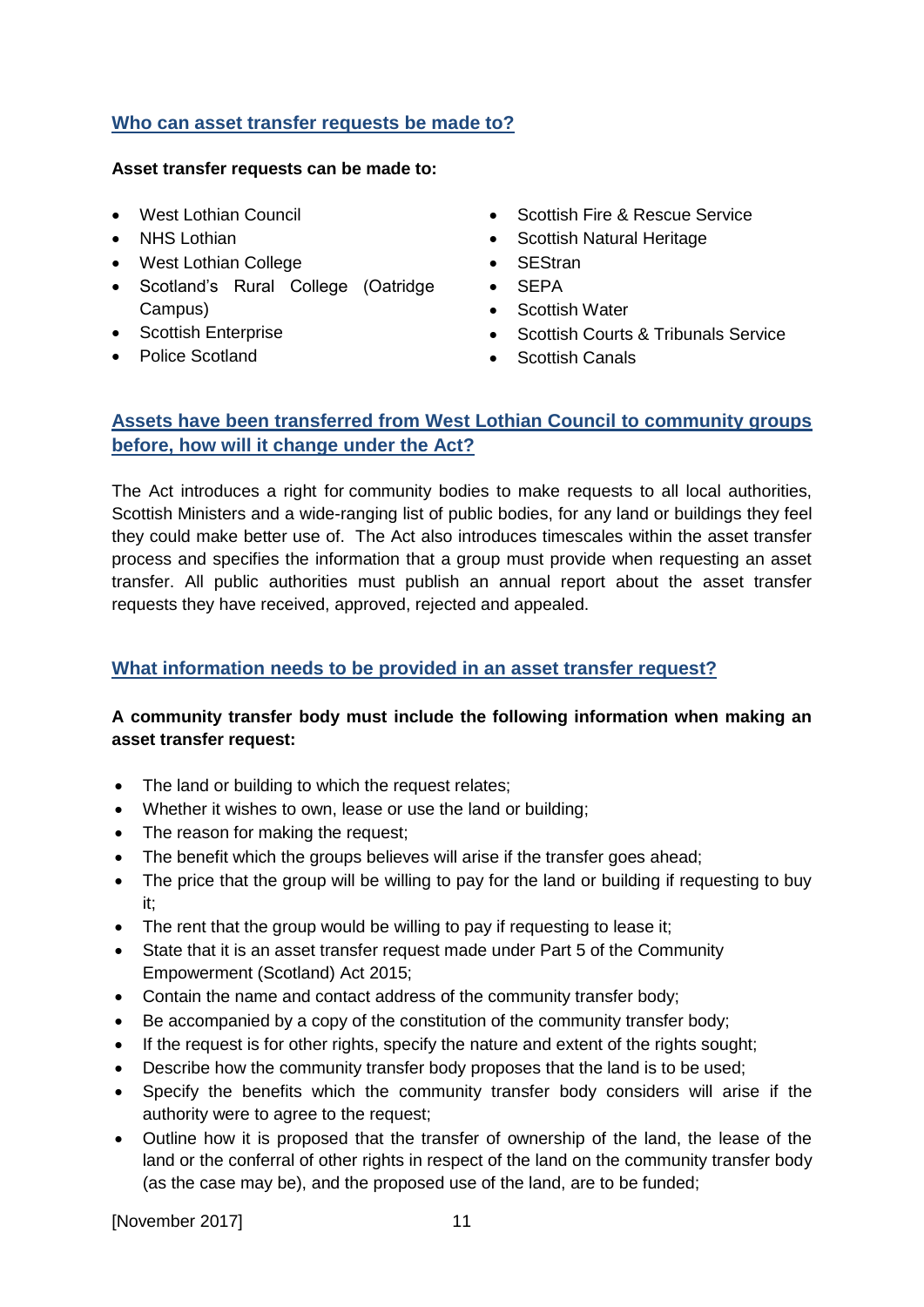## Who can asset transfer requests be made to?

**Asset transfer requests can be made to:**

- West Lothian Council
- NHS Lothian
- West Lothian College
- Scotland's Rural College (Oatridge Campus)
- Scottish Enterprise
- Police Scotland
- Scottish Fire & Rescue Service
- Scottish Natural Heritage
- SEStran
- SEPA
- Scottish Water
- Scottish Courts & Tribunals Service
- Scottish Canals

## Assets have been transferred from West Lothian Council to community groups before, how will it change under the Act?

The Act introduces a right for community bodies to make requests to all local authorities, Scottish Ministers and a wide-ranging list of public bodies, for any land or buildings they feel they could make better use of. The Act also introduces timescales within the asset transfer process and specifies the information that a group must provide when requesting an asset transfer. All public authorities must publish an annual report about the asset transfer requests they have received, approved, rejected and appealed.

## What information needs to be provided in an asset transfer request?

**A community transfer body must include the following information when making an asset transfer request:**

- The land or building to which the request relates;
- Whether it wishes to own, lease or use the land or building;
- The reason for making the request;
- The benefit which the groups believes will arise if the transfer goes ahead;
- The price that the group will be willing to pay for the land or building if requesting to buy it;
- The rent that the group would be willing to pay if requesting to lease it;
- State that it is an asset transfer request made under Part 5 of the Community Empowerment (Scotland) Act 2015;
- Contain the name and contact address of the community transfer body;
- Be accompanied by a copy of the constitution of the community transfer body;
- If the request is for other rights, specify the nature and extent of the rights sought;
- Describe how the community transfer body proposes that the land is to be used;
- Specify the benefits which the community transfer body considers will arise if the authority were to agree to the request;
- Outline how it is proposed that the transfer of ownership of the land, the lease of the land or the conferral of other rights in respect of the land on the community transfer body (as the case may be), and the proposed use of the land, are to be funded;

[November 2017]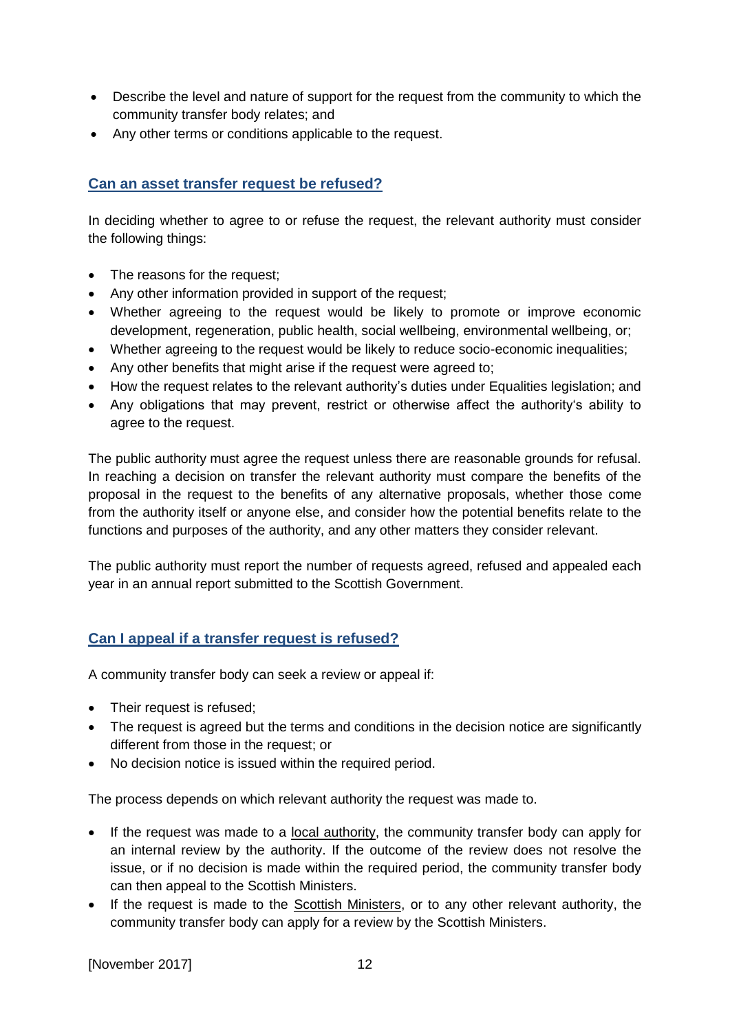- Describe the level and nature of support for the request from the community to which the community transfer body relates; and
- Any other terms or conditions applicable to the request.

## Can an asset transfer request be refused?

In deciding whether to agree to or refuse the request, the relevant authority must consider the following things:

- The reasons for the request;
- Any other information provided in support of the request;
- Whether agreeing to the request would be likely to promote or improve economic development, regeneration, public health, social wellbeing, environmental wellbeing, or;
- Whether agreeing to the request would be likely to reduce socio-economic inequalities;
- Any other benefits that might arise if the request were agreed to;
- How the request relates to the relevant authority's duties under Equalities legislation; and
- Any obligations that may prevent, restrict or otherwise affect the authority's ability to agree to the request.

The public authority must agree the request unless there are reasonable grounds for refusal. In reaching a decision on transfer the relevant authority must compare the benefits of the proposal in the request to the benefits of any alternative proposals, whether those come from the authority itself or anyone else, and consider how the potential benefits relate to the functions and purposes of the authority, and any other matters they consider relevant.

The public authority must report the number of requests agreed, refused and appealed each year in an annual report submitted to the Scottish Government.

## Can I appeal if a transfer request is refused?

A community transfer body can seek a review or appeal if:

- Their request is refused;
- The request is agreed but the terms and conditions in the decision notice are significantly different from those in the request; or
- No decision notice is issued within the required period.

The process depends on which relevant authority the request was made to.

- If the request was made to a local authority, the community transfer body can apply for an internal review by the authority. If the outcome of the review does not resolve the issue, or if no decision is made within the required period, the community transfer body can then appeal to the Scottish Ministers.
- If the request is made to the Scottish Ministers, or to any other relevant authority, the community transfer body can apply for a review by the Scottish Ministers.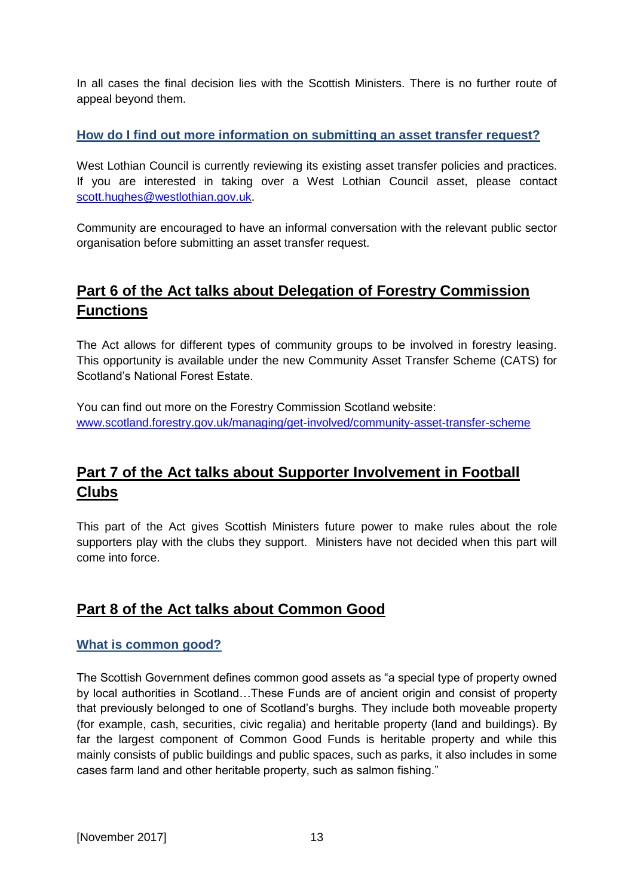In all cases the final decision lies with the Scottish Ministers. There is no further route of appeal beyond them.

### How do I find out more information on submitting an asset transfer request?

West Lothian Council is currently reviewing its existing asset transfer policies and practices. If you are interested in taking over a West Lothian Council asset, please contact scott.hughes@westlothian.gov.uk.

Community are encouraged to have an informal conversation with the relevant public sector organisation before submitting an asset transfer request.

## Part 6 of the Act talks about Delegation of Forestry Commission Functions

The Act allows for different types of community groups to be involved in forestry leasing. This opportunity is available under the new Community Asset Transfer Scheme (CATS) for Scotland's National Forest Estate.

You can find out more on the Forestry Commission Scotland website:
www.scotland.forestry.gov.uk/managing/get-involved/community-asset-transfer-scheme

## Part 7 of the Act talks about Supporter Involvement in Football Clubs

This part of the Act gives Scottish Ministers future power to make rules about the role supporters play with the clubs they support. Ministers have not decided when this part will come into force.

## Part 8 of the Act talks about Common Good

### What is common good?

The Scottish Government defines common good assets as "a special type of property owned by local authorities in Scotland…These Funds are of ancient origin and consist of property that previously belonged to one of Scotland's burghs. They include both moveable property (for example, cash, securities, civic regalia) and heritable property (land and buildings). By far the largest component of Common Good Funds is heritable property and while this mainly consists of public buildings and public spaces, such as parks, it also includes in some cases farm land and other heritable property, such as salmon fishing."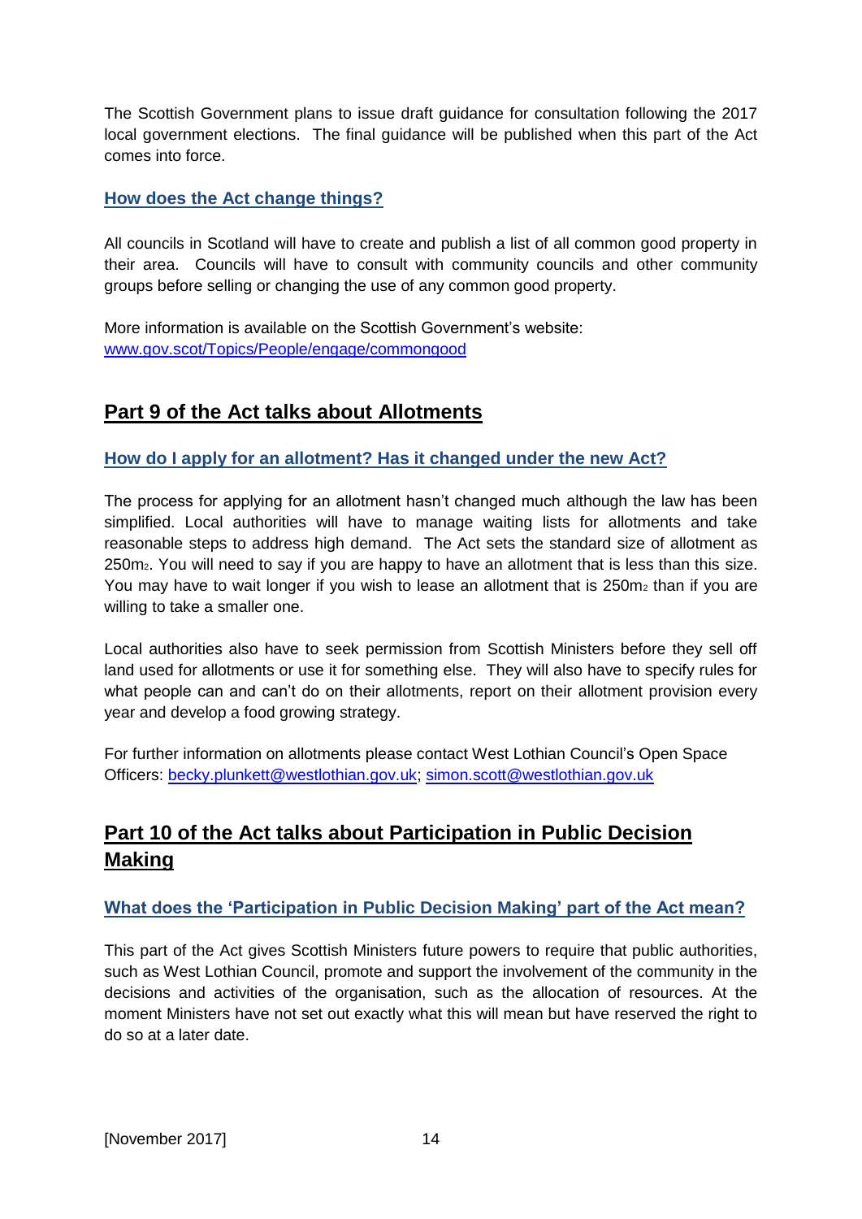The Scottish Government plans to issue draft guidance for consultation following the 2017 local government elections. The final guidance will be published when this part of the Act comes into force.

### How does the Act change things?

All councils in Scotland will have to create and publish a list of all common good property in their area. Councils will have to consult with community councils and other community groups before selling or changing the use of any common good property.

More information is available on the Scottish Government's website:
www.gov.scot/Topics/People/engage/commongood

## Part 9 of the Act talks about Allotments

### How do I apply for an allotment? Has it changed under the new Act?

The process for applying for an allotment hasn't changed much although the law has been simplified. Local authorities will have to manage waiting lists for allotments and take reasonable steps to address high demand. The Act sets the standard size of allotment as $250m^2$. You will need to say if you are happy to have an allotment that is less than this size. You may have to wait longer if you wish to lease an allotment that is $250m^2$ than if you are willing to take a smaller one.

Local authorities also have to seek permission from Scottish Ministers before they sell off land used for allotments or use it for something else. They will also have to specify rules for what people can and can't do on their allotments, report on their allotment provision every year and develop a food growing strategy.

For further information on allotments please contact West Lothian Council's Open Space Officers: becky.plunkett@westlothian.gov.uk; simon.scott@westlothian.gov.uk

## Part 10 of the Act talks about Participation in Public Decision Making

### What does the 'Participation in Public Decision Making' part of the Act mean?

This part of the Act gives Scottish Ministers future powers to require that public authorities, such as West Lothian Council, promote and support the involvement of the community in the decisions and activities of the organisation, such as the allocation of resources. At the moment Ministers have not set out exactly what this will mean but have reserved the right to do so at a later date.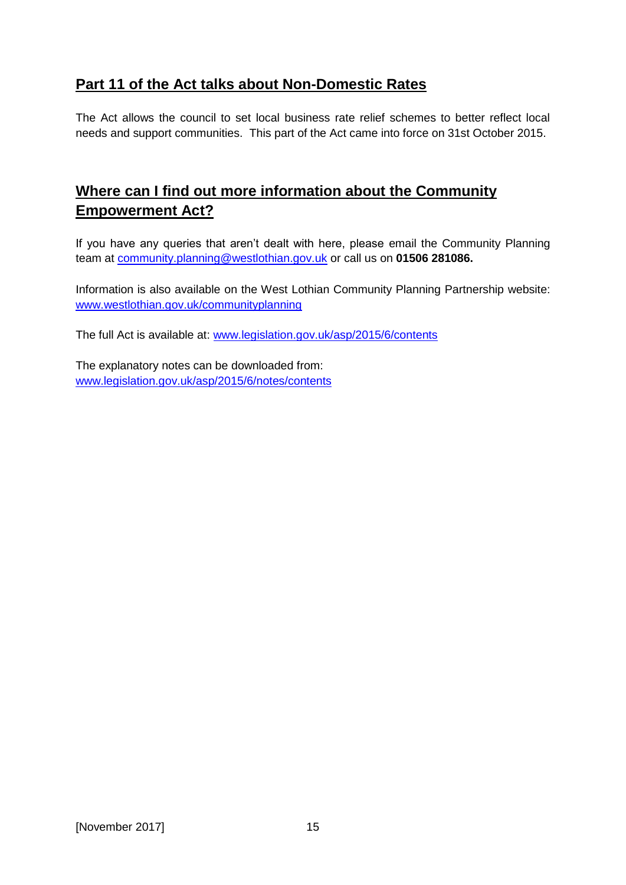## Part 11 of the Act talks about Non-Domestic Rates

The Act allows the council to set local business rate relief schemes to better reflect local needs and support communities. This part of the Act came into force on 31st October 2015.

## Where can I find out more information about the Community Empowerment Act?

If you have any queries that aren't dealt with here, please email the Community Planning team at community.planning@westlothian.gov.uk or call us on **01506 281086.**

Information is also available on the West Lothian Community Planning Partnership website: www.westlothian.gov.uk/communityplanning

The full Act is available at: www.legislation.gov.uk/asp/2015/6/contents

The explanatory notes can be downloaded from:
www.legislation.gov.uk/asp/2015/6/notes/contents